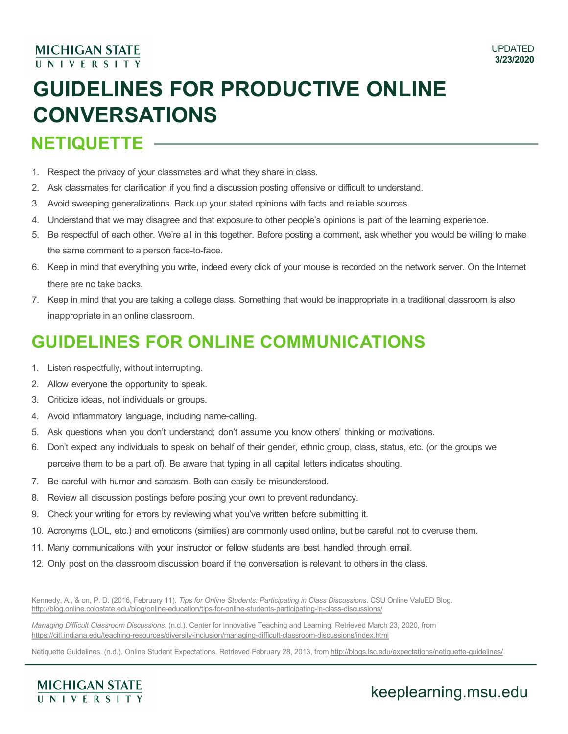MICHIGAN STATE UNIVERSITY

UPDATED **3/23/2020**

# GUIDELINES FOR PRODUCTIVE ONLINE CONVERSATIONS

## NETIQUETTE

1. Respect the privacy of your classmates and what they share in class.
2. Ask classmates for clarification if you find a discussion posting offensive or difficult to understand.
3. Avoid sweeping generalizations. Back up your stated opinions with facts and reliable sources.
4. Understand that we may disagree and that exposure to other people's opinions is part of the learning experience.
5. Be respectful of each other. We're all in this together. Before posting a comment, ask whether you would be willing to make the same comment to a person face-to-face.
6. Keep in mind that everything you write, indeed every click of your mouse is recorded on the network server. On the Internet there are no take backs.
7. Keep in mind that you are taking a college class. Something that would be inappropriate in a traditional classroom is also inappropriate in an online classroom.

## GUIDELINES FOR ONLINE COMMUNICATIONS

1. Listen respectfully, without interrupting.
2. Allow everyone the opportunity to speak.
3. Criticize ideas, not individuals or groups.
4. Avoid inflammatory language, including name-calling.
5. Ask questions when you don't understand; don't assume you know others' thinking or motivations.
6. Don't expect any individuals to speak on behalf of their gender, ethnic group, class, status, etc. (or the groups we perceive them to be a part of). Be aware that typing in all capital letters indicates shouting.
7. Be careful with humor and sarcasm. Both can easily be misunderstood.
8. Review all discussion postings before posting your own to prevent redundancy.
9. Check your writing for errors by reviewing what you've written before submitting it.
10. Acronyms (LOL, etc.) and emoticons (similies) are commonly used online, but be careful not to overuse them.
11. Many communications with your instructor or fellow students are best handled through email.
12. Only post on the classroom discussion board if the conversation is relevant to others in the class.

Kennedy, A., & on, P. D. (2016, February 11). *Tips for Online Students: Participating in Class Discussions*. CSU Online ValuED Blog. http://blog.online.colostate.edu/blog/online-education/tips-for-online-students-participating-in-class-discussions/

*Managing Difficult Classroom Discussions*. (n.d.). Center for Innovative Teaching and Learning. Retrieved March 23, 2020, from https://citl.indiana.edu/teaching-resources/diversity-inclusion/managing-difficult-classroom-discussions/index.html

Netiquette Guidelines. (n.d.). Online Student Expectations. Retrieved February 28, 2013, from http://blogs.lsc.edu/expectations/netiquette-guidelines/

MICHIGAN STATE UNIVERSITY

keeplearning.msu.edu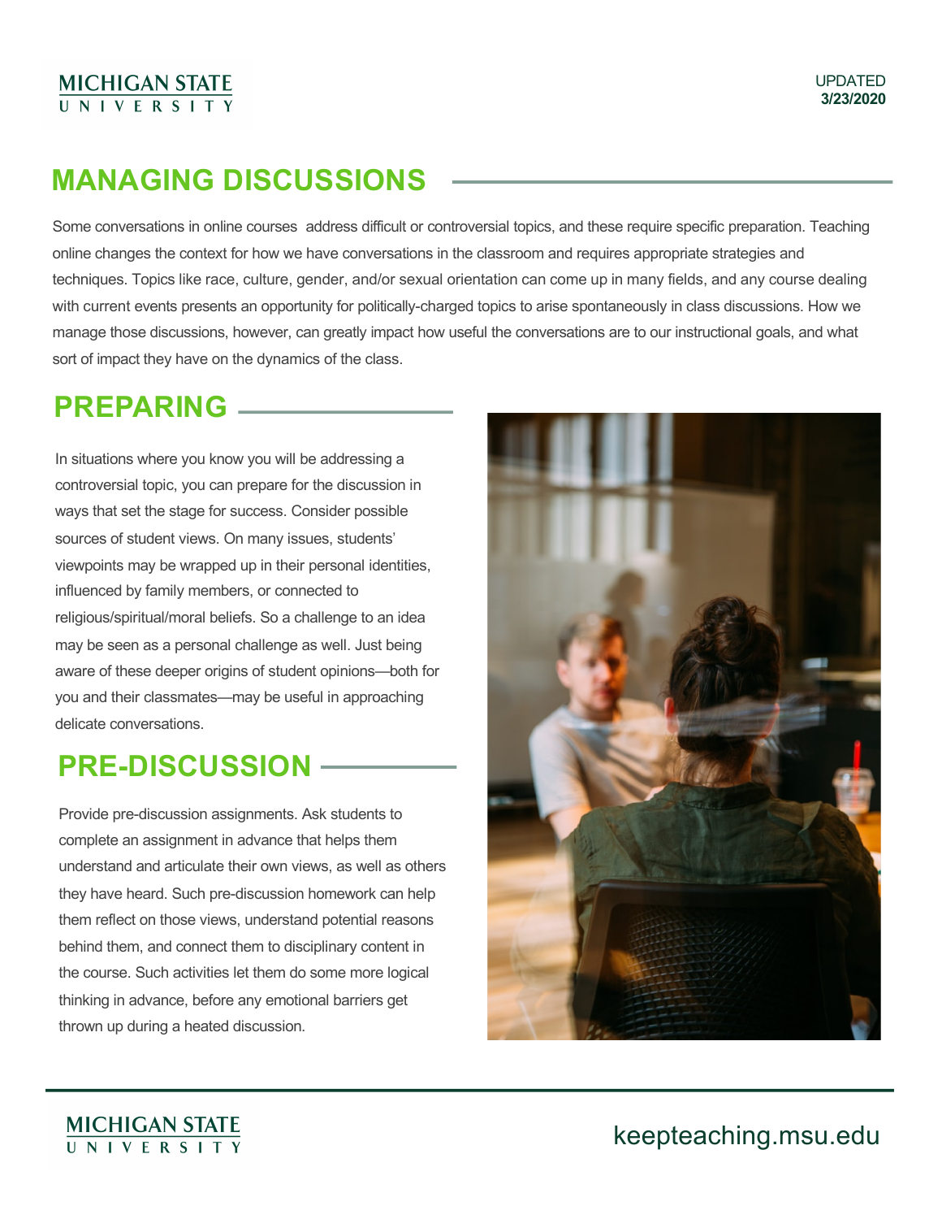UPDATED
**3/23/2020**

# MANAGING DISCUSSIONS

Some conversations in online courses address difficult or controversial topics, and these require specific preparation. Teaching online changes the context for how we have conversations in the classroom and requires appropriate strategies and techniques. Topics like race, culture, gender, and/or sexual orientation can come up in many fields, and any course dealing with current events presents an opportunity for politically-charged topics to arise spontaneously in class discussions. How we manage those discussions, however, can greatly impact how useful the conversations are to our instructional goals, and what sort of impact they have on the dynamics of the class.

## PREPARING

In situations where you know you will be addressing a controversial topic, you can prepare for the discussion in ways that set the stage for success. Consider possible sources of student views. On many issues, students' viewpoints may be wrapped up in their personal identities, influenced by family members, or connected to religious/spiritual/moral beliefs. So a challenge to an idea may be seen as a personal challenge as well. Just being aware of these deeper origins of student opinions—both for you and their classmates—may be useful in approaching delicate conversations.

## PRE-DISCUSSION

Provide pre-discussion assignments. Ask students to complete an assignment in advance that helps them understand and articulate their own views, as well as others they have heard. Such pre-discussion homework can help them reflect on those views, understand potential reasons behind them, and connect them to disciplinary content in the course. Such activities let them do some more logical thinking in advance, before any emotional barriers get thrown up during a heated discussion.

keepteaching.msu.edu